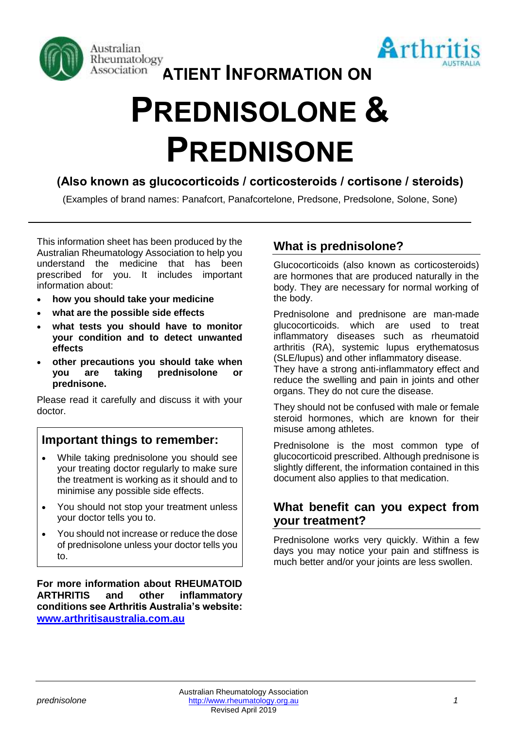# PATIENT INFORMATION ON

# PREDNISOLONE & PREDNISONE

**(Also known as glucocorticoids / corticosteroids / cortisone / steroids)**

(Examples of brand names: Panafcort, Panafcortelone, Predsone, Predsolone, Solone, Sone)

This information sheet has been produced by the Australian Rheumatology Association to help you understand the medicine that has been prescribed for you. It includes important information about:

- **how you should take your medicine**
- **what are the possible side effects**
- **what tests you should have to monitor your condition and to detect unwanted effects**
- **other precautions you should take when you are taking prednisolone or prednisone.**

Please read it carefully and discuss it with your doctor.

## Important things to remember:

- While taking prednisolone you should see your treating doctor regularly to make sure the treatment is working as it should and to minimise any possible side effects.
- You should not stop your treatment unless your doctor tells you to.
- You should not increase or reduce the dose of prednisolone unless your doctor tells you to.

**For more information about RHEUMATOID ARTHRITIS and other inflammatory conditions see Arthritis Australia's website: [www.arthritisaustralia.com.au](http://www.arthritisaustralia.com.au)**

## What is prednisolone?

Glucocorticoids (also known as corticosteroids) are hormones that are produced naturally in the body. They are necessary for normal working of the body.

Prednisolone and prednisone are man-made glucocorticoids. which are used to treat inflammatory diseases such as rheumatoid arthritis (RA), systemic lupus erythematosus (SLE/lupus) and other inflammatory disease.
They have a strong anti-inflammatory effect and reduce the swelling and pain in joints and other organs. They do not cure the disease.

They should not be confused with male or female steroid hormones, which are known for their misuse among athletes.

Prednisolone is the most common type of glucocorticoid prescribed. Although prednisone is slightly different, the information contained in this document also applies to that medication.

## What benefit can you expect from your treatment?

Prednisolone works very quickly. Within a few days you may notice your pain and stiffness is much better and/or your joints are less swollen.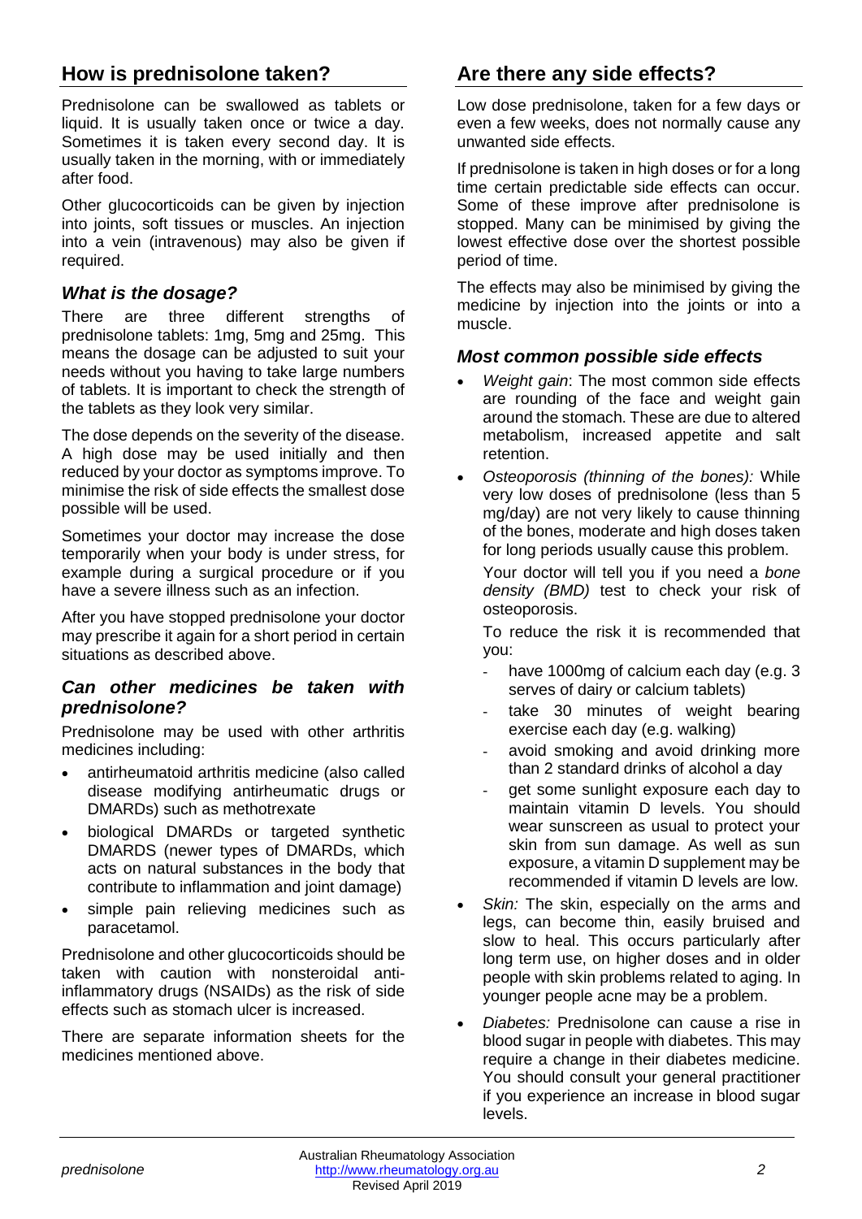## How is prednisolone taken?

Prednisolone can be swallowed as tablets or liquid. It is usually taken once or twice a day. Sometimes it is taken every second day. It is usually taken in the morning, with or immediately after food.

Other glucocorticoids can be given by injection into joints, soft tissues or muscles. An injection into a vein (intravenous) may also be given if required.

### *What is the dosage?*

There are three different strengths of prednisolone tablets: 1mg, 5mg and 25mg. This means the dosage can be adjusted to suit your needs without you having to take large numbers of tablets. It is important to check the strength of the tablets as they look very similar.

The dose depends on the severity of the disease. A high dose may be used initially and then reduced by your doctor as symptoms improve. To minimise the risk of side effects the smallest dose possible will be used.

Sometimes your doctor may increase the dose temporarily when your body is under stress, for example during a surgical procedure or if you have a severe illness such as an infection.

After you have stopped prednisolone your doctor may prescribe it again for a short period in certain situations as described above.

### *Can other medicines be taken with prednisolone?*

Prednisolone may be used with other arthritis medicines including:

- antirheumatoid arthritis medicine (also called disease modifying antirheumatic drugs or DMARDs) such as methotrexate
- biological DMARDs or targeted synthetic DMARDS (newer types of DMARDs, which acts on natural substances in the body that contribute to inflammation and joint damage)
- simple pain relieving medicines such as paracetamol.

Prednisolone and other glucocorticoids should be taken with caution with nonsteroidal anti-inflammatory drugs (NSAIDs) as the risk of side effects such as stomach ulcer is increased.

There are separate information sheets for the medicines mentioned above.

## Are there any side effects?

Low dose prednisolone, taken for a few days or even a few weeks, does not normally cause any unwanted side effects.

If prednisolone is taken in high doses or for a long time certain predictable side effects can occur. Some of these improve after prednisolone is stopped. Many can be minimised by giving the lowest effective dose over the shortest possible period of time.

The effects may also be minimised by giving the medicine by injection into the joints or into a muscle.

### *Most common possible side effects*

- *Weight gain*: The most common side effects are rounding of the face and weight gain around the stomach. These are due to altered metabolism, increased appetite and salt retention.
- *Osteoporosis (thinning of the bones):* While very low doses of prednisolone (less than 5 mg/day) are not very likely to cause thinning of the bones, moderate and high doses taken for long periods usually cause this problem.

  Your doctor will tell you if you need a *bone density (BMD)* test to check your risk of osteoporosis.

  To reduce the risk it is recommended that you:

  - have 1000mg of calcium each day (e.g. 3 serves of dairy or calcium tablets)
  - take 30 minutes of weight bearing exercise each day (e.g. walking)
  - avoid smoking and avoid drinking more than 2 standard drinks of alcohol a day
  - get some sunlight exposure each day to maintain vitamin D levels. You should wear sunscreen as usual to protect your skin from sun damage. As well as sun exposure, a vitamin D supplement may be recommended if vitamin D levels are low.
- *Skin:* The skin, especially on the arms and legs, can become thin, easily bruised and slow to heal. This occurs particularly after long term use, on higher doses and in older people with skin problems related to aging. In younger people acne may be a problem.
- *Diabetes:* Prednisolone can cause a rise in blood sugar in people with diabetes. This may require a change in their diabetes medicine. You should consult your general practitioner if you experience an increase in blood sugar levels.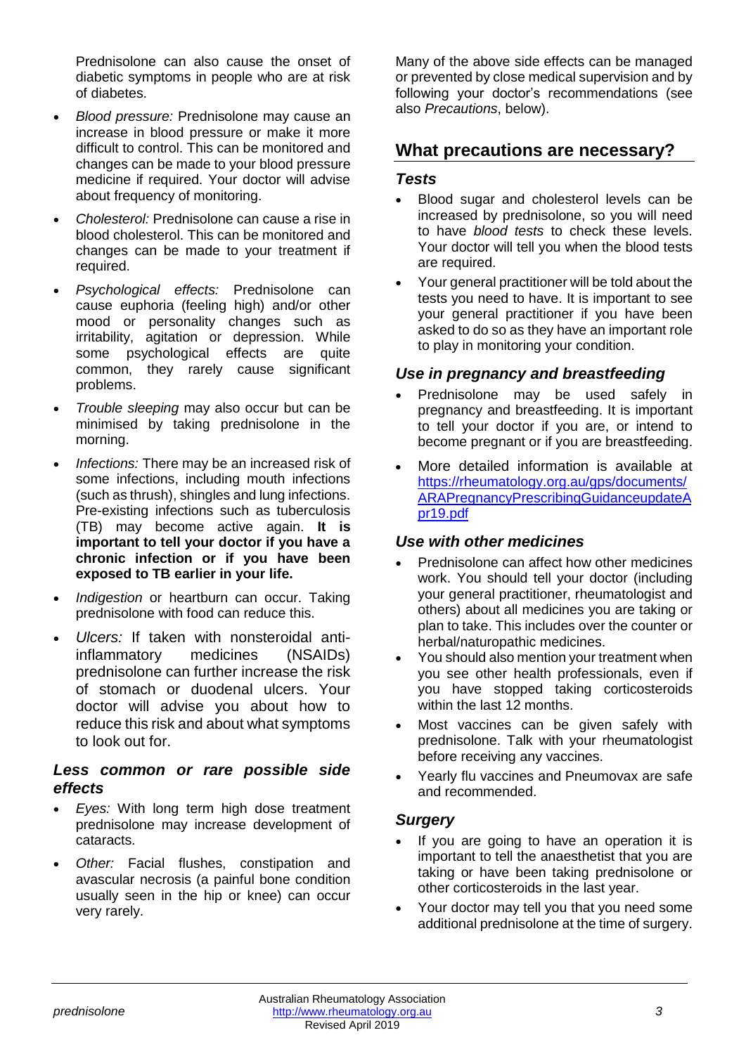Prednisolone can also cause the onset of diabetic symptoms in people who are at risk of diabetes.

- *Blood pressure:* Prednisolone may cause an increase in blood pressure or make it more difficult to control. This can be monitored and changes can be made to your blood pressure medicine if required. Your doctor will advise about frequency of monitoring.
- *Cholesterol:* Prednisolone can cause a rise in blood cholesterol. This can be monitored and changes can be made to your treatment if required.
- *Psychological effects:* Prednisolone can cause euphoria (feeling high) and/or other mood or personality changes such as irritability, agitation or depression. While some psychological effects are quite common, they rarely cause significant problems.
- *Trouble sleeping* may also occur but can be minimised by taking prednisolone in the morning.
- *Infections:* There may be an increased risk of some infections, including mouth infections (such as thrush), shingles and lung infections. Pre-existing infections such as tuberculosis (TB) may become active again. **It is important to tell your doctor if you have a chronic infection or if you have been exposed to TB earlier in your life.**
- *Indigestion* or heartburn can occur. Taking prednisolone with food can reduce this.
- *Ulcers:* If taken with nonsteroidal anti-inflammatory medicines (NSAIDs) prednisolone can further increase the risk of stomach or duodenal ulcers. Your doctor will advise you about how to reduce this risk and about what symptoms to look out for.

### *Less common or rare possible side effects*

- *Eyes:* With long term high dose treatment prednisolone may increase development of cataracts.
- *Other:* Facial flushes, constipation and avascular necrosis (a painful bone condition usually seen in the hip or knee) can occur very rarely.

Many of the above side effects can be managed or prevented by close medical supervision and by following your doctor's recommendations (see also *Precautions*, below).

## What precautions are necessary?

### *Tests*

- Blood sugar and cholesterol levels can be increased by prednisolone, so you will need to have *blood tests* to check these levels. Your doctor will tell you when the blood tests are required.
- Your general practitioner will be told about the tests you need to have. It is important to see your general practitioner if you have been asked to do so as they have an important role to play in monitoring your condition.

### *Use in pregnancy and breastfeeding*

- Prednisolone may be used safely in pregnancy and breastfeeding. It is important to tell your doctor if you are, or intend to become pregnant or if you are breastfeeding.
- More detailed information is available at https://rheumatology.org.au/gps/documents/ARAPregnancyPrescribingGuidanceupdateApr19.pdf

### *Use with other medicines*

- Prednisolone can affect how other medicines work. You should tell your doctor (including your general practitioner, rheumatologist and others) about all medicines you are taking or plan to take. This includes over the counter or herbal/naturopathic medicines.
- You should also mention your treatment when you see other health professionals, even if you have stopped taking corticosteroids within the last 12 months.
- Most vaccines can be given safely with prednisolone. Talk with your rheumatologist before receiving any vaccines.
- Yearly flu vaccines and Pneumovax are safe and recommended.

### *Surgery*

- If you are going to have an operation it is important to tell the anaesthetist that you are taking or have been taking prednisolone or other corticosteroids in the last year.
- Your doctor may tell you that you need some additional prednisolone at the time of surgery.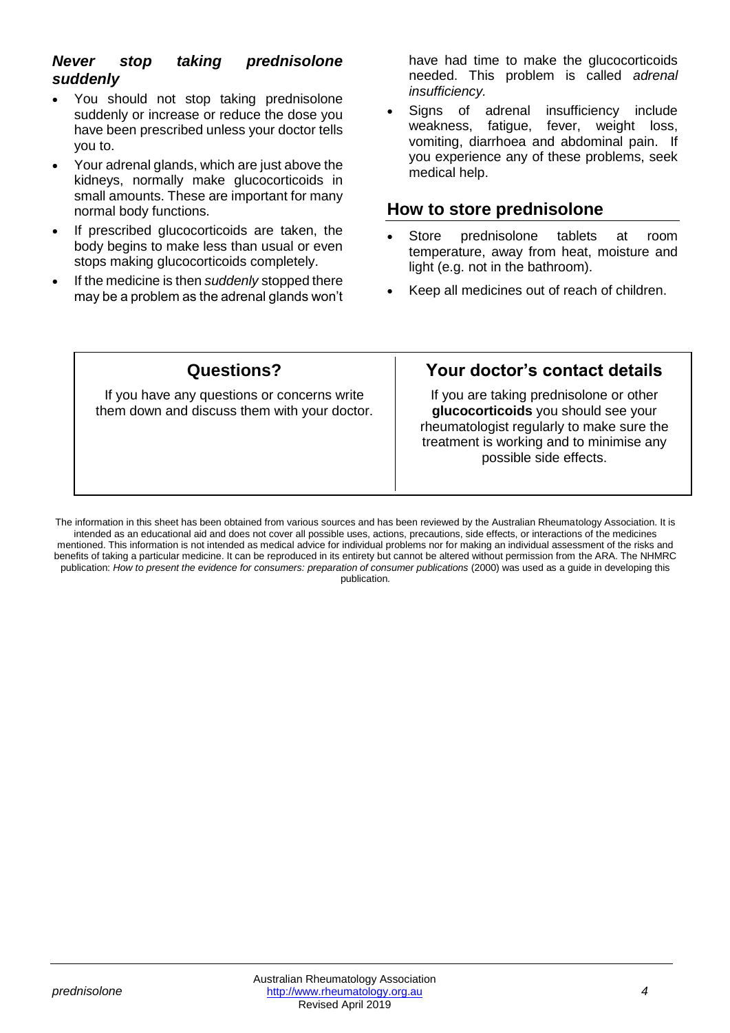***Never stop taking prednisolone suddenly***

- You should not stop taking prednisolone suddenly or increase or reduce the dose you have been prescribed unless your doctor tells you to.
- Your adrenal glands, which are just above the kidneys, normally make glucocorticoids in small amounts. These are important for many normal body functions.
- If prescribed glucocorticoids are taken, the body begins to make less than usual or even stops making glucocorticoids completely.
- If the medicine is then *suddenly* stopped there may be a problem as the adrenal glands won't have had time to make the glucocorticoids needed. This problem is called *adrenal insufficiency.*
- Signs of adrenal insufficiency include weakness, fatigue, fever, weight loss, vomiting, diarrhoea and abdominal pain. If you experience any of these problems, seek medical help.

## How to store prednisolone

- Store prednisolone tablets at room temperature, away from heat, moisture and light (e.g. not in the bathroom).
- Keep all medicines out of reach of children.

### Questions?

If you have any questions or concerns write them down and discuss them with your doctor.

### Your doctor's contact details

If you are taking prednisolone or other **glucocorticoids** you should see your rheumatologist regularly to make sure the treatment is working and to minimise any possible side effects.

The information in this sheet has been obtained from various sources and has been reviewed by the Australian Rheumatology Association. It is intended as an educational aid and does not cover all possible uses, actions, precautions, side effects, or interactions of the medicines mentioned. This information is not intended as medical advice for individual problems nor for making an individual assessment of the risks and benefits of taking a particular medicine. It can be reproduced in its entirety but cannot be altered without permission from the ARA. The NHMRC publication: *How to present the evidence for consumers: preparation of consumer publications* (2000) was used as a guide in developing this publication.